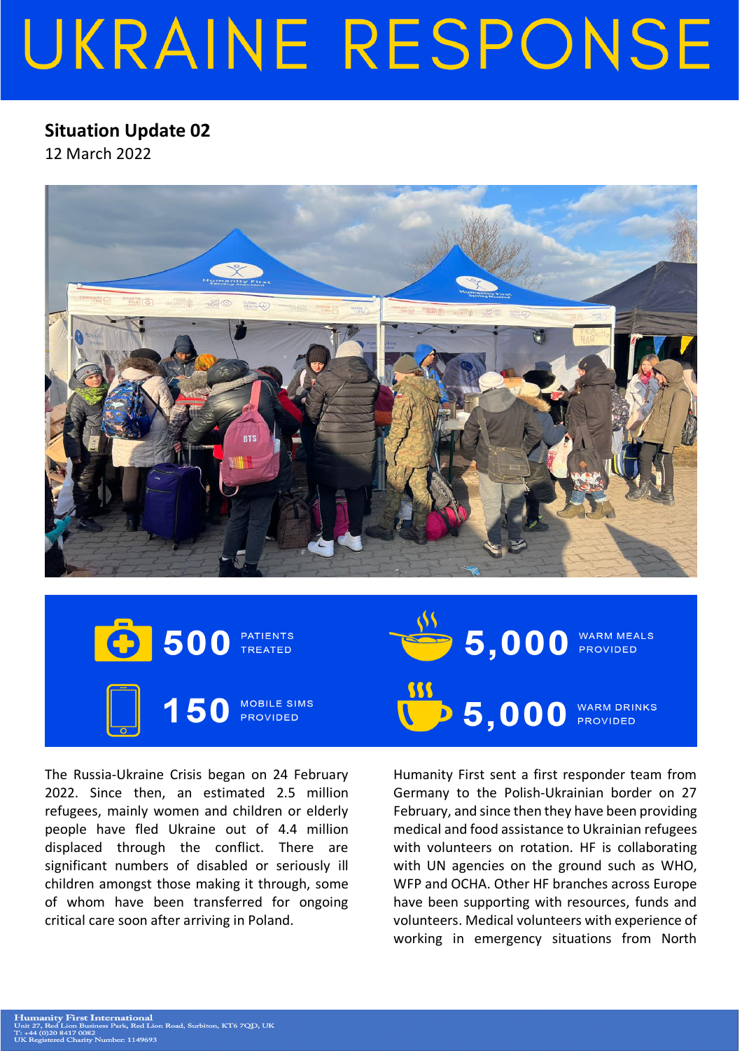# UKRAINE RESPONSE

**Situation Update 02**
12 March 2022

**500** PATIENTS TREATED

**5,000** WARM MEALS PROVIDED

**150** MOBILE SIMS PROVIDED

**5,000** WARM DRINKS PROVIDED

The Russia-Ukraine Crisis began on 24 February 2022. Since then, an estimated 2.5 million refugees, mainly women and children or elderly people have fled Ukraine out of 4.4 million displaced through the conflict. There are significant numbers of disabled or seriously ill children amongst those making it through, some of whom have been transferred for ongoing critical care soon after arriving in Poland.

Humanity First sent a first responder team from Germany to the Polish-Ukrainian border on 27 February, and since then they have been providing medical and food assistance to Ukrainian refugees with volunteers on rotation. HF is collaborating with UN agencies on the ground such as WHO, WFP and OCHA. Other HF branches across Europe have been supporting with resources, funds and volunteers. Medical volunteers with experience of working in emergency situations from North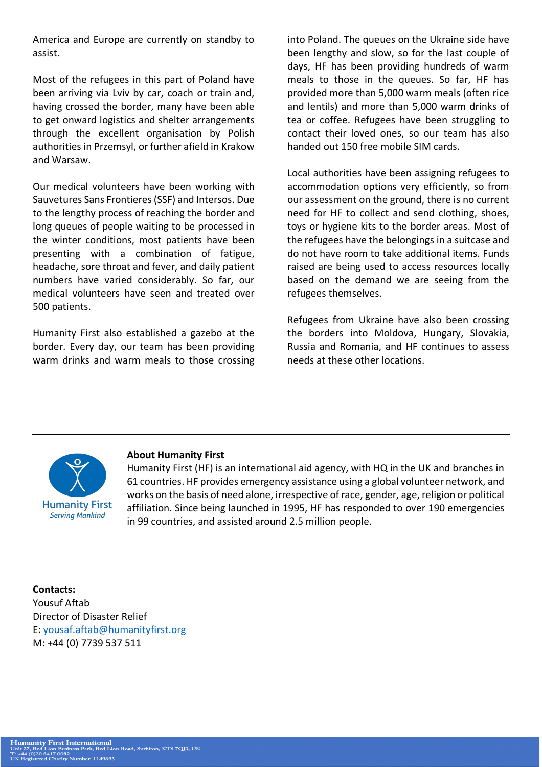America and Europe are currently on standby to assist.

Most of the refugees in this part of Poland have been arriving via Lviv by car, coach or train and, having crossed the border, many have been able to get onward logistics and shelter arrangements through the excellent organisation by Polish authorities in Przemsyl, or further afield in Krakow and Warsaw.

Our medical volunteers have been working with Sauvetures Sans Frontieres (SSF) and Intersos. Due to the lengthy process of reaching the border and long queues of people waiting to be processed in the winter conditions, most patients have been presenting with a combination of fatigue, headache, sore throat and fever, and daily patient numbers have varied considerably. So far, our medical volunteers have seen and treated over 500 patients.

Humanity First also established a gazebo at the border. Every day, our team has been providing warm drinks and warm meals to those crossing into Poland. The queues on the Ukraine side have been lengthy and slow, so for the last couple of days, HF has been providing hundreds of warm meals to those in the queues. So far, HF has provided more than 5,000 warm meals (often rice and lentils) and more than 5,000 warm drinks of tea or coffee. Refugees have been struggling to contact their loved ones, so our team has also handed out 150 free mobile SIM cards.

Local authorities have been assigning refugees to accommodation options very efficiently, so from our assessment on the ground, there is no current need for HF to collect and send clothing, shoes, toys or hygiene kits to the border areas. Most of the refugees have the belongings in a suitcase and do not have room to take additional items. Funds raised are being used to access resources locally based on the demand we are seeing from the refugees themselves.

Refugees from Ukraine have also been crossing the borders into Moldova, Hungary, Slovakia, Russia and Romania, and HF continues to assess needs at these other locations.

---

Humanity First
*Serving Mankind*

**About Humanity First**

Humanity First (HF) is an international aid agency, with HQ in the UK and branches in 61 countries. HF provides emergency assistance using a global volunteer network, and works on the basis of need alone, irrespective of race, gender, age, religion or political affiliation. Since being launched in 1995, HF has responded to over 190 emergencies in 99 countries, and assisted around 2.5 million people.

---

**Contacts:**
Yousuf Aftab
Director of Disaster Relief
E: yousaf.aftab@humanityfirst.org
M: +44 (0) 7739 537 511

**Humanity First International**
Unit 27, Red Lion Business Park, Red Lion Road, Surbiton, KT6 7QD, UK
T: +44 (0)20 8417 0082
UK Registered Charity Number: 1149693